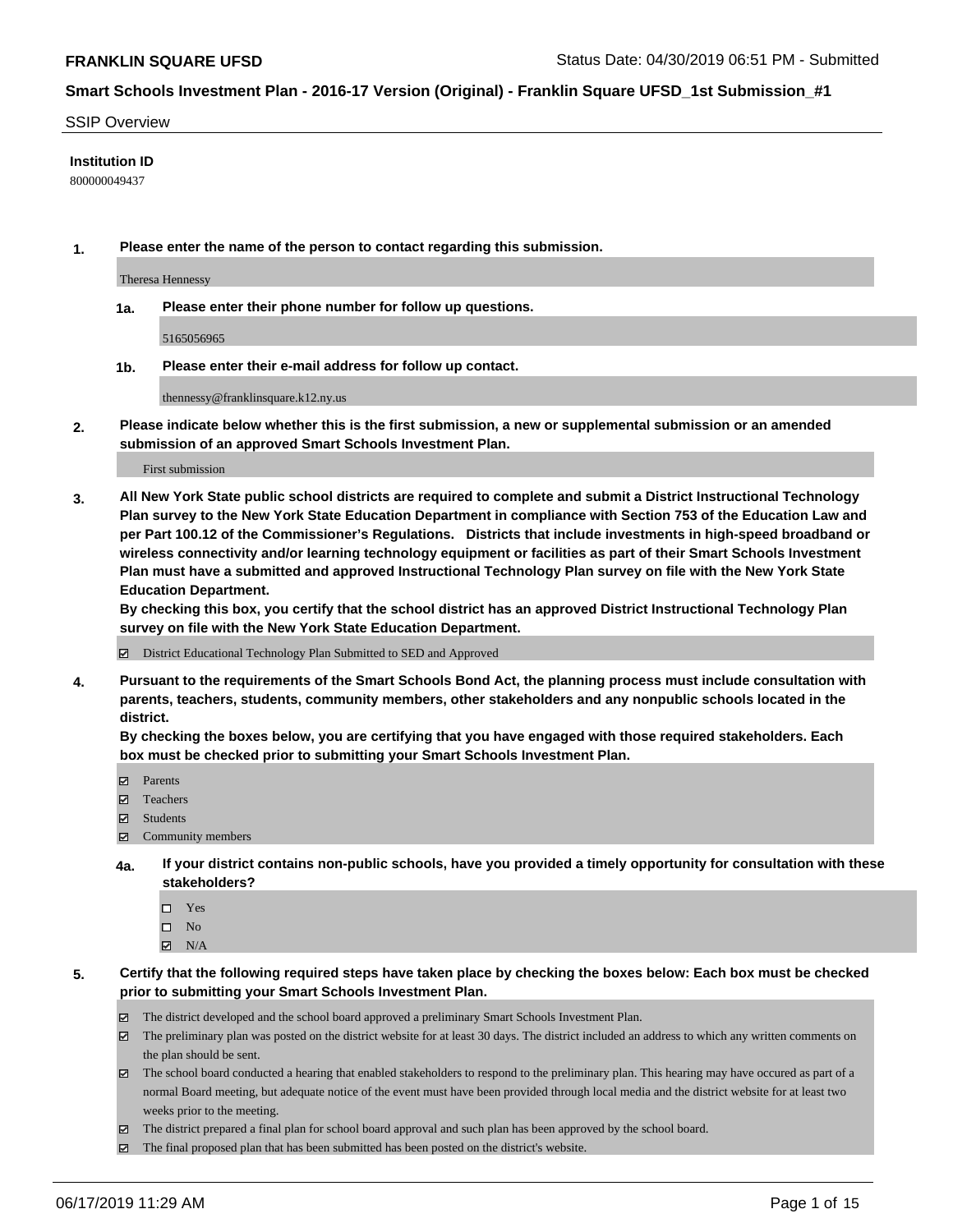**FRANKLIN SQUARE UFSD** Status Date: 04/30/2019 06:51 PM - Submitted

## Smart Schools Investment Plan - 2016-17 Version (Original) - Franklin Square UFSD_1st Submission_#1

SSIP Overview

**Institution ID**

800000049437

**1. Please enter the name of the person to contact regarding this submission.**

Theresa Hennessy

**1a. Please enter their phone number for follow up questions.**

5165056965

**1b. Please enter their e-mail address for follow up contact.**

thennessy@franklinsquare.k12.ny.us

**2. Please indicate below whether this is the first submission, a new or supplemental submission or an amended submission of an approved Smart Schools Investment Plan.**

First submission

**3. All New York State public school districts are required to complete and submit a District Instructional Technology Plan survey to the New York State Education Department in compliance with Section 753 of the Education Law and per Part 100.12 of the Commissioner's Regulations. Districts that include investments in high-speed broadband or wireless connectivity and/or learning technology equipment or facilities as part of their Smart Schools Investment Plan must have a submitted and approved Instructional Technology Plan survey on file with the New York State Education Department.**
**By checking this box, you certify that the school district has an approved District Instructional Technology Plan survey on file with the New York State Education Department.**

☑ District Educational Technology Plan Submitted to SED and Approved

**4. Pursuant to the requirements of the Smart Schools Bond Act, the planning process must include consultation with parents, teachers, students, community members, other stakeholders and any nonpublic schools located in the district.**
**By checking the boxes below, you are certifying that you have engaged with those required stakeholders. Each box must be checked prior to submitting your Smart Schools Investment Plan.**

☑ Parents
☑ Teachers
☑ Students
☑ Community members

**4a. If your district contains non-public schools, have you provided a timely opportunity for consultation with these stakeholders?**

☐ Yes
☐ No
☑ N/A

**5. Certify that the following required steps have taken place by checking the boxes below: Each box must be checked prior to submitting your Smart Schools Investment Plan.**

☑ The district developed and the school board approved a preliminary Smart Schools Investment Plan.
☑ The preliminary plan was posted on the district website for at least 30 days. The district included an address to which any written comments on the plan should be sent.
☑ The school board conducted a hearing that enabled stakeholders to respond to the preliminary plan. This hearing may have occured as part of a normal Board meeting, but adequate notice of the event must have been provided through local media and the district website for at least two weeks prior to the meeting.
☑ The district prepared a final plan for school board approval and such plan has been approved by the school board.
☑ The final proposed plan that has been submitted has been posted on the district's website.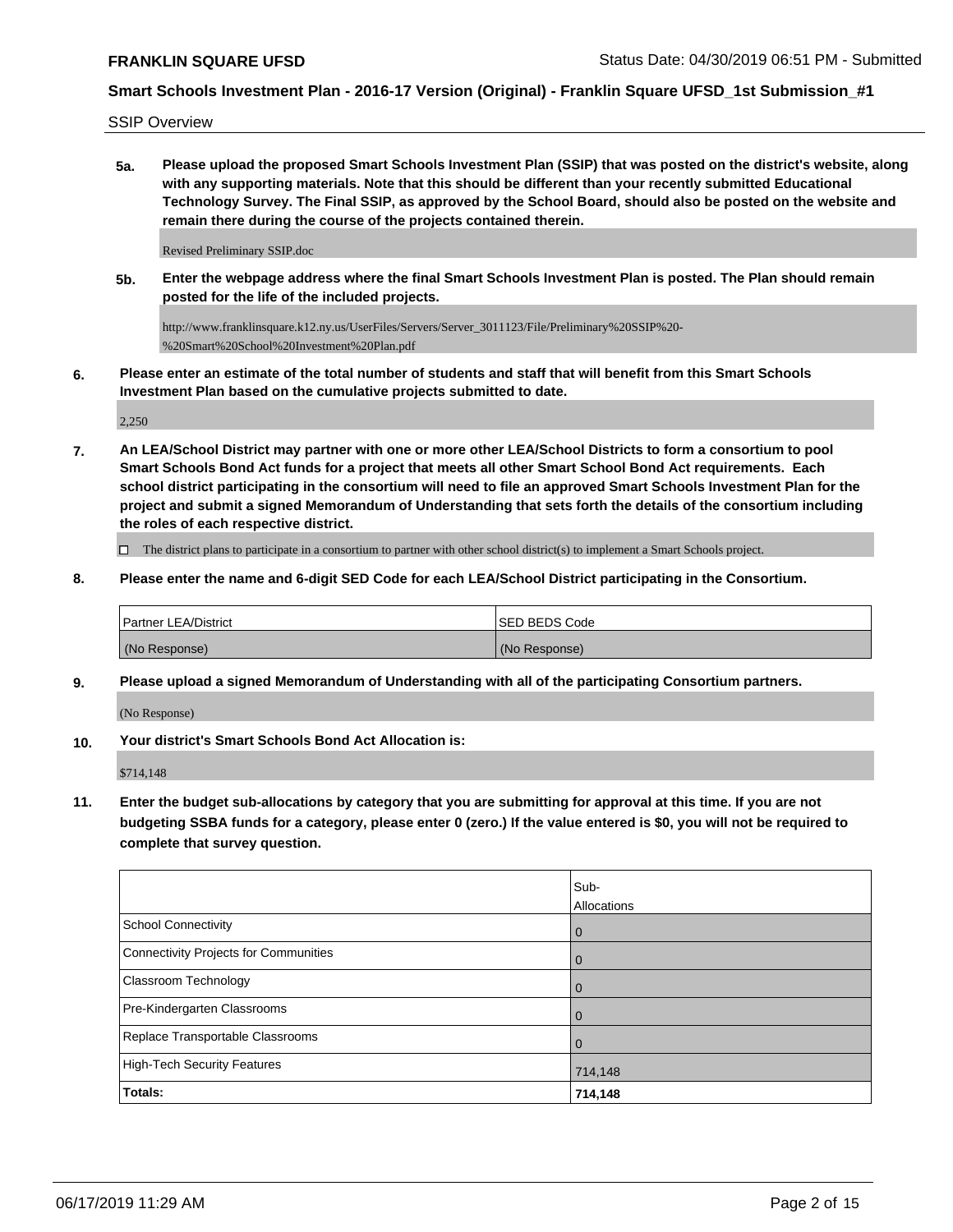SSIP Overview

**5a. Please upload the proposed Smart Schools Investment Plan (SSIP) that was posted on the district's website, along with any supporting materials. Note that this should be different than your recently submitted Educational Technology Survey. The Final SSIP, as approved by the School Board, should also be posted on the website and remain there during the course of the projects contained therein.**

Revised Preliminary SSIP.doc

**5b. Enter the webpage address where the final Smart Schools Investment Plan is posted. The Plan should remain posted for the life of the included projects.**

http://www.franklinsquare.k12.ny.us/UserFiles/Servers/Server_3011123/File/Preliminary%20SSIP%20-%20Smart%20School%20Investment%20Plan.pdf

**6. Please enter an estimate of the total number of students and staff that will benefit from this Smart Schools Investment Plan based on the cumulative projects submitted to date.**

2,250

**7. An LEA/School District may partner with one or more other LEA/School Districts to form a consortium to pool Smart Schools Bond Act funds for a project that meets all other Smart School Bond Act requirements. Each school district participating in the consortium will need to file an approved Smart Schools Investment Plan for the project and submit a signed Memorandum of Understanding that sets forth the details of the consortium including the roles of each respective district.**

☐ The district plans to participate in a consortium to partner with other school district(s) to implement a Smart Schools project.

**8. Please enter the name and 6-digit SED Code for each LEA/School District participating in the Consortium.**

| Partner LEA/District | SED BEDS Code |
|---|---|
| (No Response) | (No Response) |

**9. Please upload a signed Memorandum of Understanding with all of the participating Consortium partners.**

(No Response)

**10. Your district's Smart Schools Bond Act Allocation is:**

$714,148

**11. Enter the budget sub-allocations by category that you are submitting for approval at this time. If you are not budgeting SSBA funds for a category, please enter 0 (zero.) If the value entered is $0, you will not be required to complete that survey question.**

| | Sub-Allocations |
|---|---|
| School Connectivity | 0 |
| Connectivity Projects for Communities | 0 |
| Classroom Technology | 0 |
| Pre-Kindergarten Classrooms | 0 |
| Replace Transportable Classrooms | 0 |
| High-Tech Security Features | 714,148 |
| **Totals:** | **714,148** |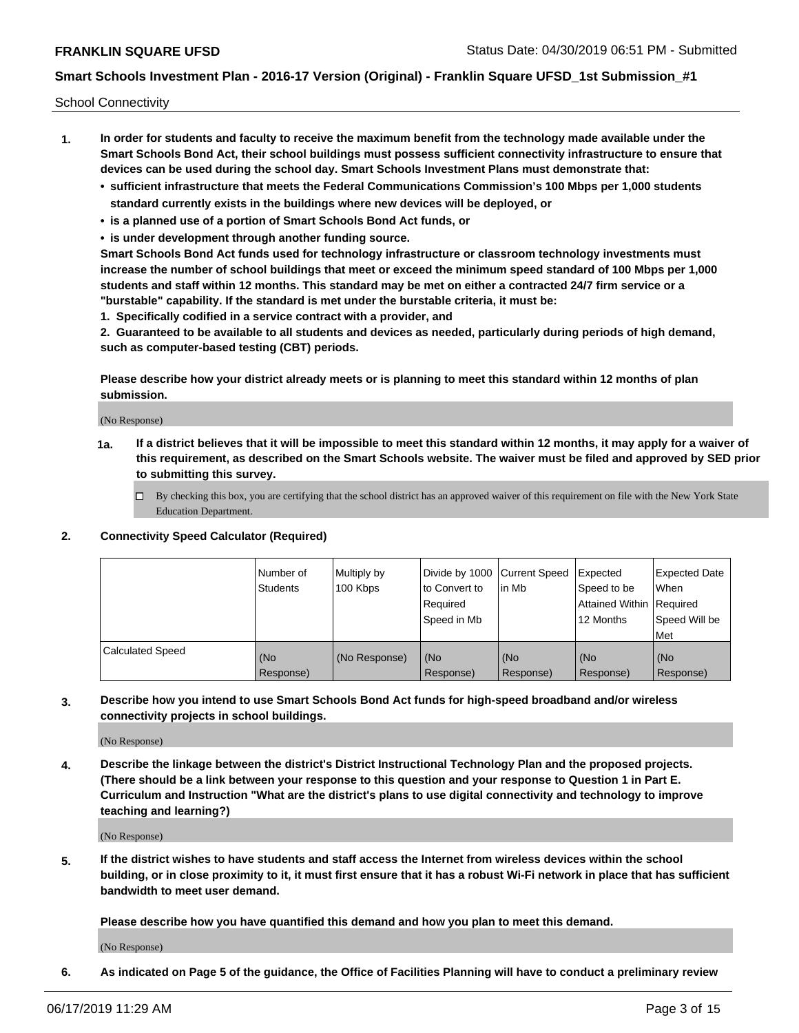School Connectivity

1. **In order for students and faculty to receive the maximum benefit from the technology made available under the Smart Schools Bond Act, their school buildings must possess sufficient connectivity infrastructure to ensure that devices can be used during the school day. Smart Schools Investment Plans must demonstrate that:**
   - **sufficient infrastructure that meets the Federal Communications Commission's 100 Mbps per 1,000 students standard currently exists in the buildings where new devices will be deployed, or**
   - **is a planned use of a portion of Smart Schools Bond Act funds, or**
   - **is under development through another funding source.**

   **Smart Schools Bond Act funds used for technology infrastructure or classroom technology investments must increase the number of school buildings that meet or exceed the minimum speed standard of 100 Mbps per 1,000 students and staff within 12 months. This standard may be met on either a contracted 24/7 firm service or a "burstable" capability. If the standard is met under the burstable criteria, it must be:**

   **1. Specifically codified in a service contract with a provider, and**

   **2. Guaranteed to be available to all students and devices as needed, particularly during periods of high demand, such as computer-based testing (CBT) periods.**

   **Please describe how your district already meets or is planning to meet this standard within 12 months of plan submission.**

   (No Response)

   **1a. If a district believes that it will be impossible to meet this standard within 12 months, it may apply for a waiver of this requirement, as described on the Smart Schools website. The waiver must be filed and approved by SED prior to submitting this survey.**

   ☐ By checking this box, you are certifying that the school district has an approved waiver of this requirement on file with the New York State Education Department.

2. **Connectivity Speed Calculator (Required)**

| | Number of Students | Multiply by 100 Kbps | Divide by 1000 to Convert to Required Speed in Mb | Current Speed in Mb | Expected Speed to be Attained Within 12 Months | Expected Date When Required Speed Will be Met |
|---|---|---|---|---|---|---|
| Calculated Speed | (No Response) | (No Response) | (No Response) | (No Response) | (No Response) | (No Response) |

3. **Describe how you intend to use Smart Schools Bond Act funds for high-speed broadband and/or wireless connectivity projects in school buildings.**

   (No Response)

4. **Describe the linkage between the district's District Instructional Technology Plan and the proposed projects. (There should be a link between your response to this question and your response to Question 1 in Part E. Curriculum and Instruction "What are the district's plans to use digital connectivity and technology to improve teaching and learning?)**

   (No Response)

5. **If the district wishes to have students and staff access the Internet from wireless devices within the school building, or in close proximity to it, it must first ensure that it has a robust Wi-Fi network in place that has sufficient bandwidth to meet user demand.**

   **Please describe how you have quantified this demand and how you plan to meet this demand.**

   (No Response)

6. **As indicated on Page 5 of the guidance, the Office of Facilities Planning will have to conduct a preliminary review**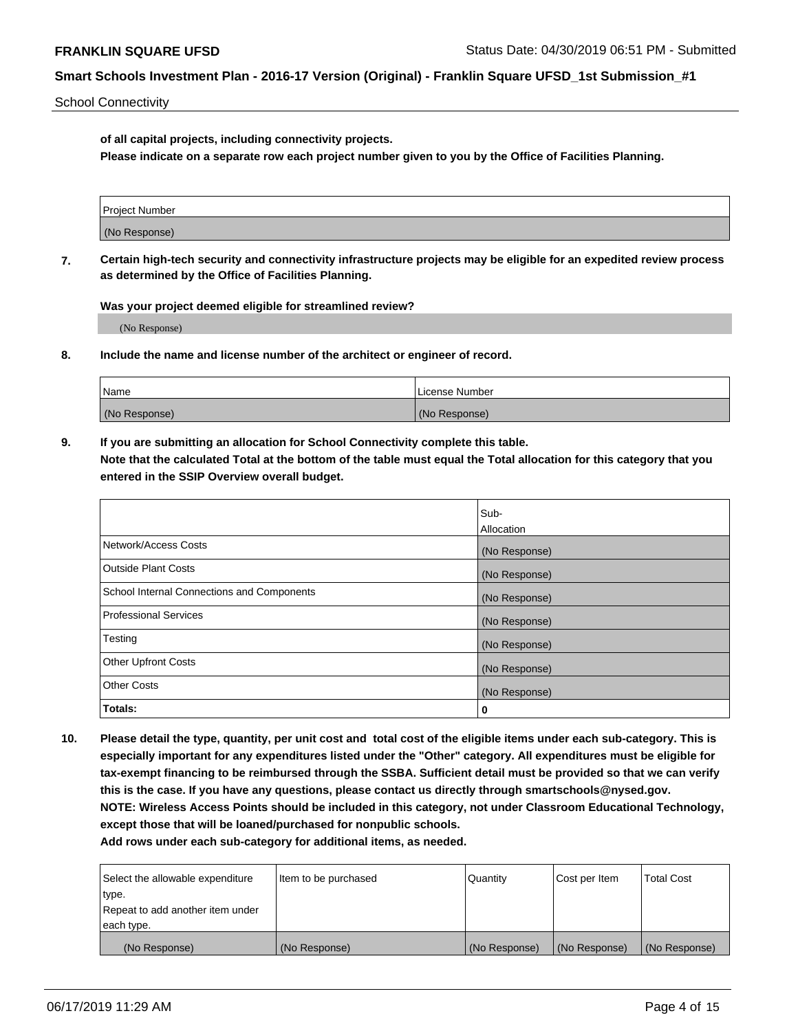School Connectivity

**of all capital projects, including connectivity projects.**
**Please indicate on a separate row each project number given to you by the Office of Facilities Planning.**

| Project Number |
| --- |
| (No Response) |

**7. Certain high-tech security and connectivity infrastructure projects may be eligible for an expedited review process as determined by the Office of Facilities Planning.**

**Was your project deemed eligible for streamlined review?**

(No Response)

**8. Include the name and license number of the architect or engineer of record.**

| Name | License Number |
| --- | --- |
| (No Response) | (No Response) |

**9. If you are submitting an allocation for School Connectivity complete this table.**
**Note that the calculated Total at the bottom of the table must equal the Total allocation for this category that you entered in the SSIP Overview overall budget.**

| | Sub-Allocation |
| --- | --- |
| Network/Access Costs | (No Response) |
| Outside Plant Costs | (No Response) |
| School Internal Connections and Components | (No Response) |
| Professional Services | (No Response) |
| Testing | (No Response) |
| Other Upfront Costs | (No Response) |
| Other Costs | (No Response) |
| **Totals:** | **0** |

**10. Please detail the type, quantity, per unit cost and total cost of the eligible items under each sub-category. This is especially important for any expenditures listed under the "Other" category. All expenditures must be eligible for tax-exempt financing to be reimbursed through the SSBA. Sufficient detail must be provided so that we can verify this is the case. If you have any questions, please contact us directly through smartschools@nysed.gov.**
**NOTE: Wireless Access Points should be included in this category, not under Classroom Educational Technology, except those that will be loaned/purchased for nonpublic schools.**
**Add rows under each sub-category for additional items, as needed.**

| Select the allowable expenditure type. Repeat to add another item under each type. | Item to be purchased | Quantity | Cost per Item | Total Cost |
| --- | --- | --- | --- | --- |
| (No Response) | (No Response) | (No Response) | (No Response) | (No Response) |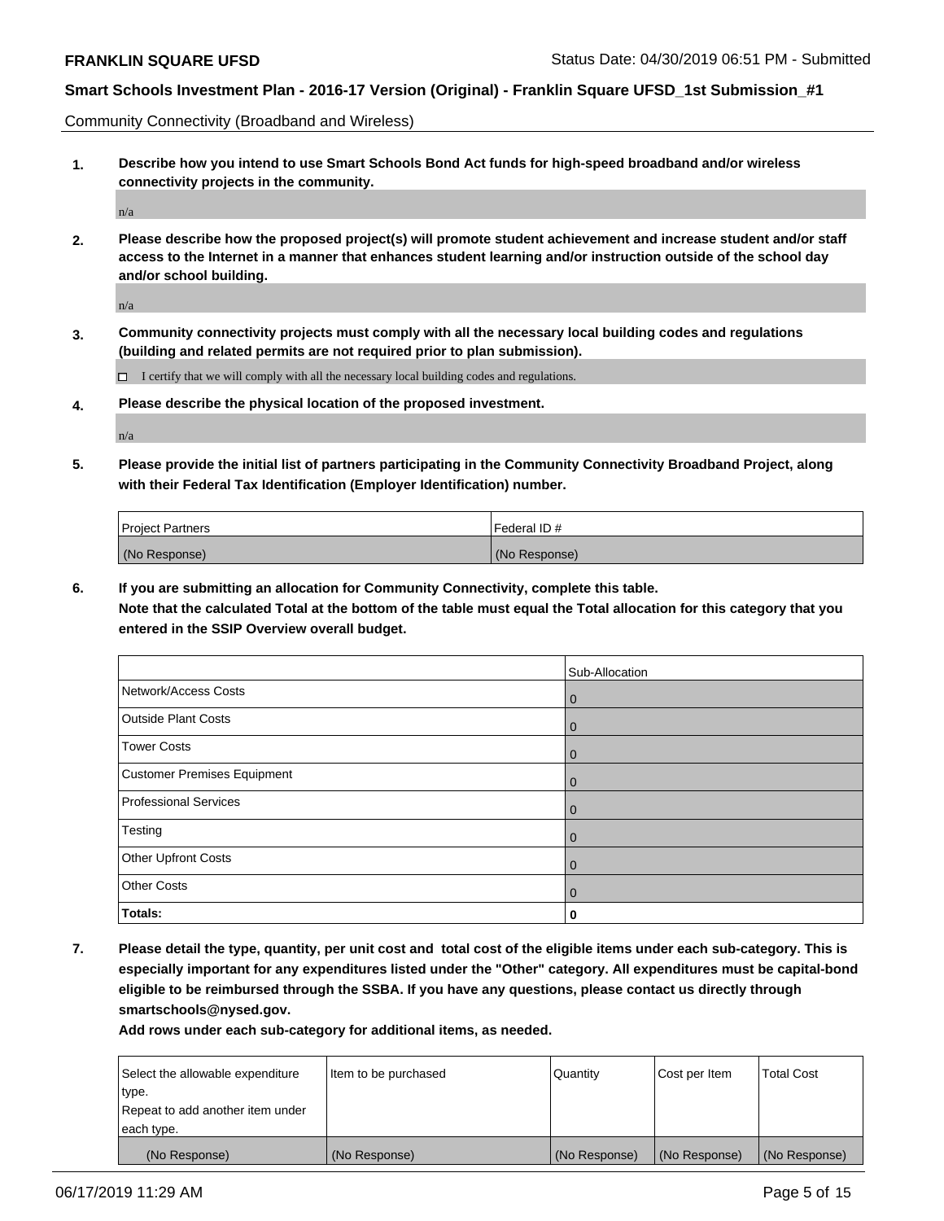Community Connectivity (Broadband and Wireless)

**1. Describe how you intend to use Smart Schools Bond Act funds for high-speed broadband and/or wireless connectivity projects in the community.**

n/a

**2. Please describe how the proposed project(s) will promote student achievement and increase student and/or staff access to the Internet in a manner that enhances student learning and/or instruction outside of the school day and/or school building.**

n/a

**3. Community connectivity projects must comply with all the necessary local building codes and regulations (building and related permits are not required prior to plan submission).**

☐ I certify that we will comply with all the necessary local building codes and regulations.

**4. Please describe the physical location of the proposed investment.**

n/a

**5. Please provide the initial list of partners participating in the Community Connectivity Broadband Project, along with their Federal Tax Identification (Employer Identification) number.**

| Project Partners | Federal ID # |
|---|---|
| (No Response) | (No Response) |

**6. If you are submitting an allocation for Community Connectivity, complete this table. Note that the calculated Total at the bottom of the table must equal the Total allocation for this category that you entered in the SSIP Overview overall budget.**

| | Sub-Allocation |
|---|---|
| Network/Access Costs | 0 |
| Outside Plant Costs | 0 |
| Tower Costs | 0 |
| Customer Premises Equipment | 0 |
| Professional Services | 0 |
| Testing | 0 |
| Other Upfront Costs | 0 |
| Other Costs | 0 |
| **Totals:** | **0** |

**7. Please detail the type, quantity, per unit cost and total cost of the eligible items under each sub-category. This is especially important for any expenditures listed under the "Other" category. All expenditures must be capital-bond eligible to be reimbursed through the SSBA. If you have any questions, please contact us directly through smartschools@nysed.gov.**

**Add rows under each sub-category for additional items, as needed.**

| Select the allowable expenditure type. Repeat to add another item under each type. | Item to be purchased | Quantity | Cost per Item | Total Cost |
|---|---|---|---|---|
| (No Response) | (No Response) | (No Response) | (No Response) | (No Response) |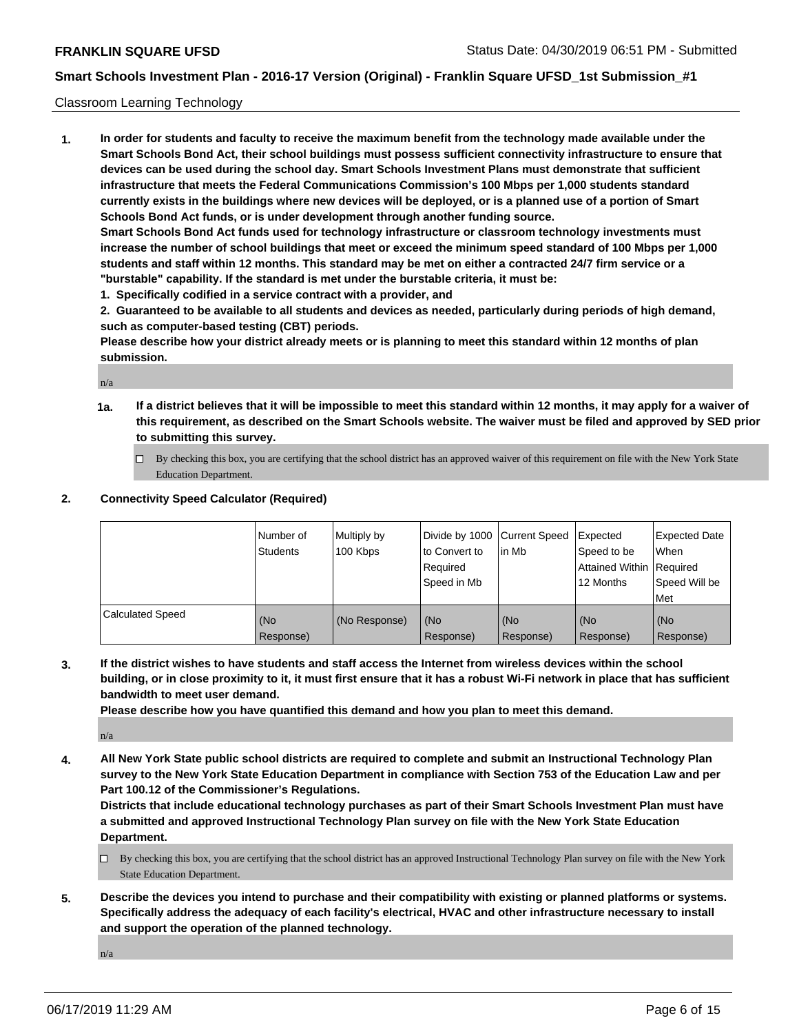Classroom Learning Technology

1. **In order for students and faculty to receive the maximum benefit from the technology made available under the Smart Schools Bond Act, their school buildings must possess sufficient connectivity infrastructure to ensure that devices can be used during the school day. Smart Schools Investment Plans must demonstrate that sufficient infrastructure that meets the Federal Communications Commission's 100 Mbps per 1,000 students standard currently exists in the buildings where new devices will be deployed, or is a planned use of a portion of Smart Schools Bond Act funds, or is under development through another funding source.**
   **Smart Schools Bond Act funds used for technology infrastructure or classroom technology investments must increase the number of school buildings that meet or exceed the minimum speed standard of 100 Mbps per 1,000 students and staff within 12 months. This standard may be met on either a contracted 24/7 firm service or a "burstable" capability. If the standard is met under the burstable criteria, it must be:**
   **1. Specifically codified in a service contract with a provider, and**
   **2. Guaranteed to be available to all students and devices as needed, particularly during periods of high demand, such as computer-based testing (CBT) periods.**
   **Please describe how your district already meets or is planning to meet this standard within 12 months of plan submission.**

   n/a

   **1a. If a district believes that it will be impossible to meet this standard within 12 months, it may apply for a waiver of this requirement, as described on the Smart Schools website. The waiver must be filed and approved by SED prior to submitting this survey.**

   ☐ By checking this box, you are certifying that the school district has an approved waiver of this requirement on file with the New York State Education Department.

2. **Connectivity Speed Calculator (Required)**

| | Number of Students | Multiply by 100 Kbps | Divide by 1000 to Convert to Required Speed in Mb | Current Speed in Mb | Expected Speed to be Attained Within 12 Months | Expected Date When Required Speed Will be Met |
|---|---|---|---|---|---|---|
| Calculated Speed | (No Response) | (No Response) | (No Response) | (No Response) | (No Response) | (No Response) |

3. **If the district wishes to have students and staff access the Internet from wireless devices within the school building, or in close proximity to it, it must first ensure that it has a robust Wi-Fi network in place that has sufficient bandwidth to meet user demand.**
   **Please describe how you have quantified this demand and how you plan to meet this demand.**

   n/a

4. **All New York State public school districts are required to complete and submit an Instructional Technology Plan survey to the New York State Education Department in compliance with Section 753 of the Education Law and per Part 100.12 of the Commissioner's Regulations.**
   **Districts that include educational technology purchases as part of their Smart Schools Investment Plan must have a submitted and approved Instructional Technology Plan survey on file with the New York State Education Department.**

   ☐ By checking this box, you are certifying that the school district has an approved Instructional Technology Plan survey on file with the New York State Education Department.

5. **Describe the devices you intend to purchase and their compatibility with existing or planned platforms or systems. Specifically address the adequacy of each facility's electrical, HVAC and other infrastructure necessary to install and support the operation of the planned technology.**

   n/a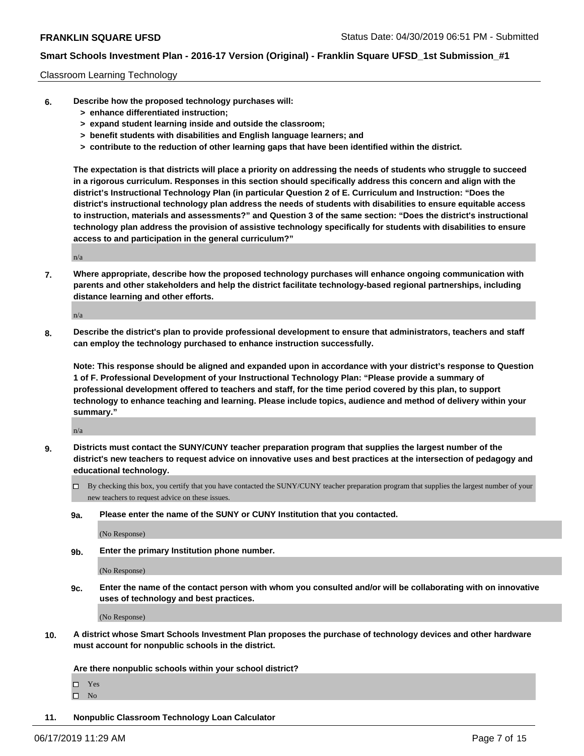Classroom Learning Technology

**6. Describe how the proposed technology purchases will:**
  **> enhance differentiated instruction;**
  **> expand student learning inside and outside the classroom;**
  **> benefit students with disabilities and English language learners; and**
  **> contribute to the reduction of other learning gaps that have been identified within the district.**

**The expectation is that districts will place a priority on addressing the needs of students who struggle to succeed in a rigorous curriculum. Responses in this section should specifically address this concern and align with the district's Instructional Technology Plan (in particular Question 2 of E. Curriculum and Instruction: "Does the district's instructional technology plan address the needs of students with disabilities to ensure equitable access to instruction, materials and assessments?" and Question 3 of the same section: "Does the district's instructional technology plan address the provision of assistive technology specifically for students with disabilities to ensure access to and participation in the general curriculum?"**

n/a

**7. Where appropriate, describe how the proposed technology purchases will enhance ongoing communication with parents and other stakeholders and help the district facilitate technology-based regional partnerships, including distance learning and other efforts.**

n/a

**8. Describe the district's plan to provide professional development to ensure that administrators, teachers and staff can employ the technology purchased to enhance instruction successfully.**

**Note: This response should be aligned and expanded upon in accordance with your district's response to Question 1 of F. Professional Development of your Instructional Technology Plan: "Please provide a summary of professional development offered to teachers and staff, for the time period covered by this plan, to support technology to enhance teaching and learning. Please include topics, audience and method of delivery within your summary."**

n/a

**9. Districts must contact the SUNY/CUNY teacher preparation program that supplies the largest number of the district's new teachers to request advice on innovative uses and best practices at the intersection of pedagogy and educational technology.**

☐ By checking this box, you certify that you have contacted the SUNY/CUNY teacher preparation program that supplies the largest number of your new teachers to request advice on these issues.

**9a. Please enter the name of the SUNY or CUNY Institution that you contacted.**

(No Response)

**9b. Enter the primary Institution phone number.**

(No Response)

**9c. Enter the name of the contact person with whom you consulted and/or will be collaborating with on innovative uses of technology and best practices.**

(No Response)

**10. A district whose Smart Schools Investment Plan proposes the purchase of technology devices and other hardware must account for nonpublic schools in the district.**

**Are there nonpublic schools within your school district?**

☐ Yes
☐ No

**11. Nonpublic Classroom Technology Loan Calculator**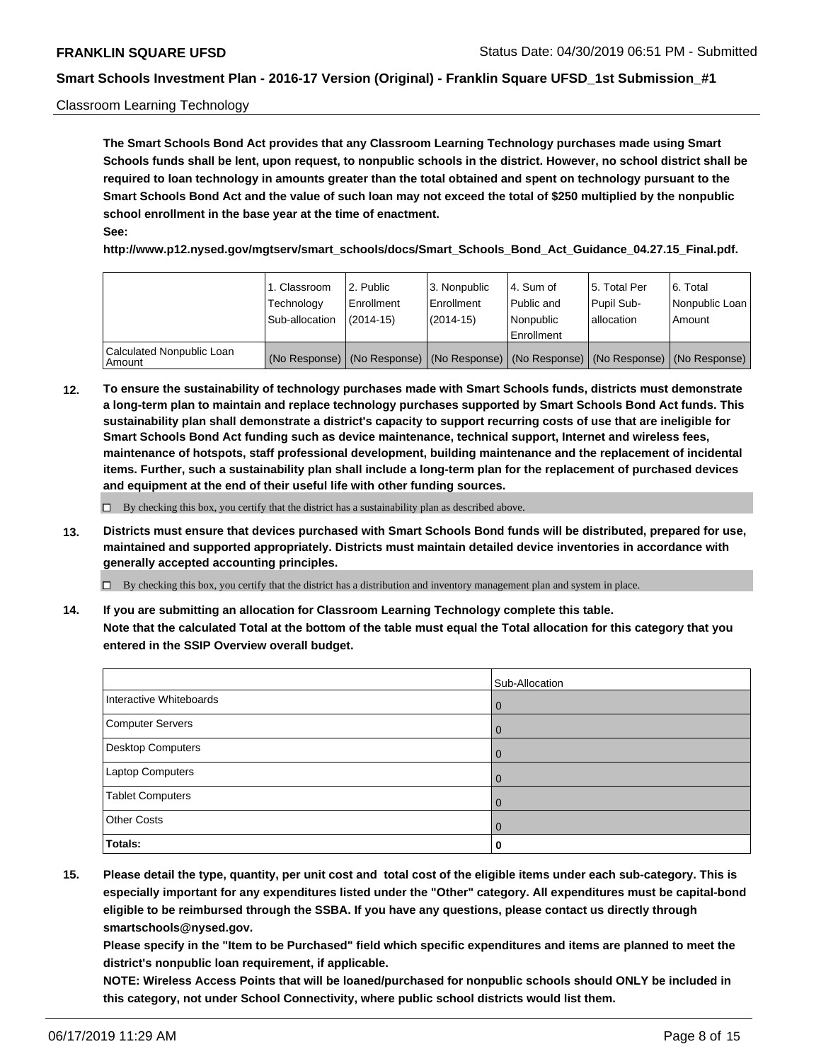Classroom Learning Technology

**The Smart Schools Bond Act provides that any Classroom Learning Technology purchases made using Smart Schools funds shall be lent, upon request, to nonpublic schools in the district. However, no school district shall be required to loan technology in amounts greater than the total obtained and spent on technology pursuant to the Smart Schools Bond Act and the value of such loan may not exceed the total of $250 multiplied by the nonpublic school enrollment in the base year at the time of enactment.**

**See:**

**http://www.p12.nysed.gov/mgtserv/smart_schools/docs/Smart_Schools_Bond_Act_Guidance_04.27.15_Final.pdf.**

| | 1. Classroom Technology Sub-allocation | 2. Public Enrollment (2014-15) | 3. Nonpublic Enrollment (2014-15) | 4. Sum of Public and Nonpublic Enrollment | 5. Total Per Pupil Sub-allocation | 6. Total Nonpublic Loan Amount |
|---|---|---|---|---|---|---|
| Calculated Nonpublic Loan Amount | (No Response) | (No Response) | (No Response) | (No Response) | (No Response) | (No Response) |

**12. To ensure the sustainability of technology purchases made with Smart Schools funds, districts must demonstrate a long-term plan to maintain and replace technology purchases supported by Smart Schools Bond Act funds. This sustainability plan shall demonstrate a district's capacity to support recurring costs of use that are ineligible for Smart Schools Bond Act funding such as device maintenance, technical support, Internet and wireless fees, maintenance of hotspots, staff professional development, building maintenance and the replacement of incidental items. Further, such a sustainability plan shall include a long-term plan for the replacement of purchased devices and equipment at the end of their useful life with other funding sources.**

☐ By checking this box, you certify that the district has a sustainability plan as described above.

**13. Districts must ensure that devices purchased with Smart Schools Bond funds will be distributed, prepared for use, maintained and supported appropriately. Districts must maintain detailed device inventories in accordance with generally accepted accounting principles.**

☐ By checking this box, you certify that the district has a distribution and inventory management plan and system in place.

**14. If you are submitting an allocation for Classroom Learning Technology complete this table.**
**Note that the calculated Total at the bottom of the table must equal the Total allocation for this category that you entered in the SSIP Overview overall budget.**

| | Sub-Allocation |
|---|---|
| Interactive Whiteboards | 0 |
| Computer Servers | 0 |
| Desktop Computers | 0 |
| Laptop Computers | 0 |
| Tablet Computers | 0 |
| Other Costs | 0 |
| **Totals:** | **0** |

**15. Please detail the type, quantity, per unit cost and total cost of the eligible items under each sub-category. This is especially important for any expenditures listed under the "Other" category. All expenditures must be capital-bond eligible to be reimbursed through the SSBA. If you have any questions, please contact us directly through smartschools@nysed.gov.**

**Please specify in the "Item to be Purchased" field which specific expenditures and items are planned to meet the district's nonpublic loan requirement, if applicable.**

**NOTE: Wireless Access Points that will be loaned/purchased for nonpublic schools should ONLY be included in this category, not under School Connectivity, where public school districts would list them.**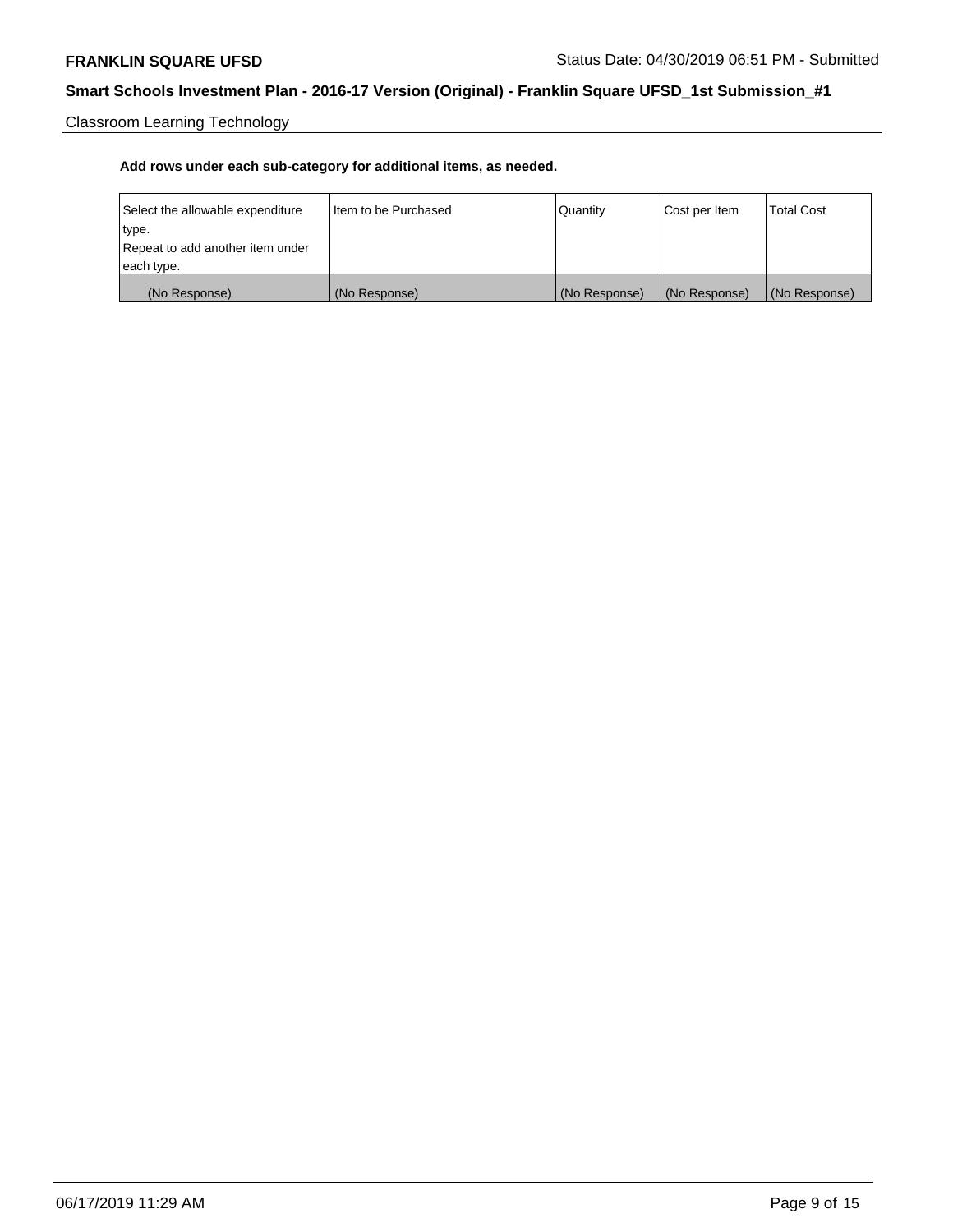Classroom Learning Technology

**Add rows under each sub-category for additional items, as needed.**

| Select the allowable expenditure type. Repeat to add another item under each type. | Item to be Purchased | Quantity | Cost per Item | Total Cost |
|---|---|---|---|---|
| (No Response) | (No Response) | (No Response) | (No Response) | (No Response) |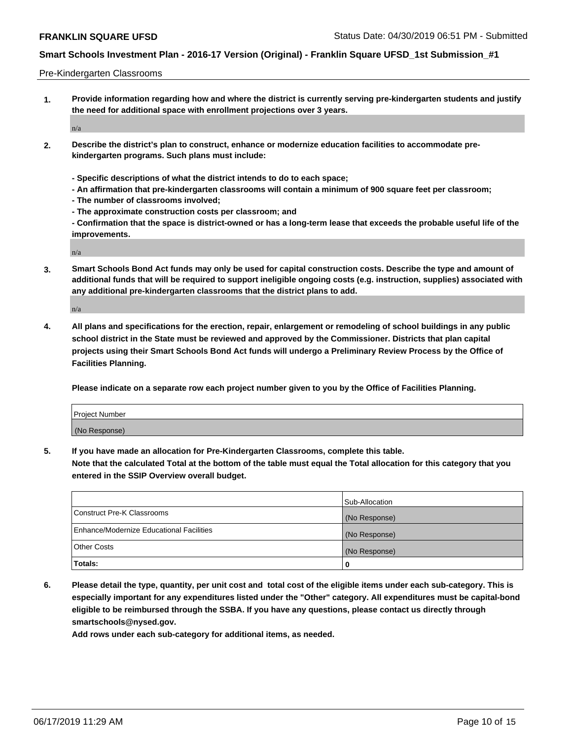Pre-Kindergarten Classrooms

**1. Provide information regarding how and where the district is currently serving pre-kindergarten students and justify the need for additional space with enrollment projections over 3 years.**

n/a

**2. Describe the district's plan to construct, enhance or modernize education facilities to accommodate pre-kindergarten programs. Such plans must include:**

**- Specific descriptions of what the district intends to do to each space;**
**- An affirmation that pre-kindergarten classrooms will contain a minimum of 900 square feet per classroom;**
**- The number of classrooms involved;**
**- The approximate construction costs per classroom; and**
**- Confirmation that the space is district-owned or has a long-term lease that exceeds the probable useful life of the improvements.**

n/a

**3. Smart Schools Bond Act funds may only be used for capital construction costs. Describe the type and amount of additional funds that will be required to support ineligible ongoing costs (e.g. instruction, supplies) associated with any additional pre-kindergarten classrooms that the district plans to add.**

n/a

**4. All plans and specifications for the erection, repair, enlargement or remodeling of school buildings in any public school district in the State must be reviewed and approved by the Commissioner. Districts that plan capital projects using their Smart Schools Bond Act funds will undergo a Preliminary Review Process by the Office of Facilities Planning.**

**Please indicate on a separate row each project number given to you by the Office of Facilities Planning.**

| Project Number |
|---|
| (No Response) |

**5. If you have made an allocation for Pre-Kindergarten Classrooms, complete this table.**
**Note that the calculated Total at the bottom of the table must equal the Total allocation for this category that you entered in the SSIP Overview overall budget.**

| | Sub-Allocation |
|---|---|
| Construct Pre-K Classrooms | (No Response) |
| Enhance/Modernize Educational Facilities | (No Response) |
| Other Costs | (No Response) |
| **Totals:** | **0** |

**6. Please detail the type, quantity, per unit cost and total cost of the eligible items under each sub-category. This is especially important for any expenditures listed under the "Other" category. All expenditures must be capital-bond eligible to be reimbursed through the SSBA. If you have any questions, please contact us directly through smartschools@nysed.gov.**
**Add rows under each sub-category for additional items, as needed.**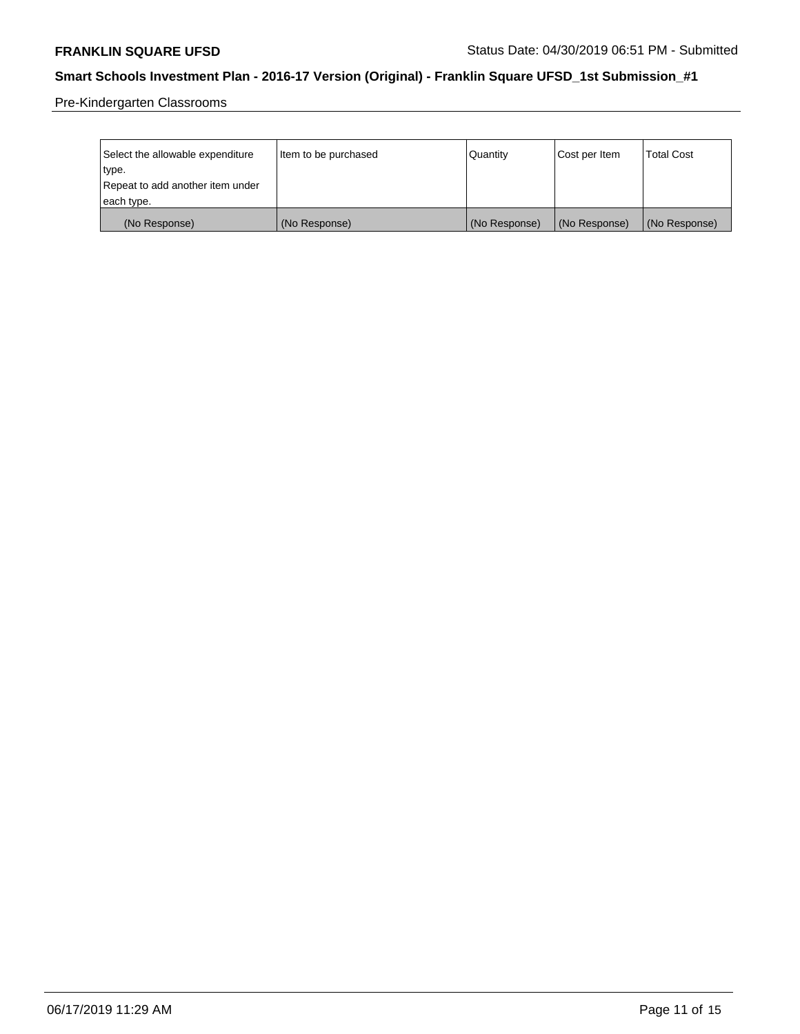Pre-Kindergarten Classrooms

| Select the allowable expenditure type. Repeat to add another item under each type. | Item to be purchased | Quantity | Cost per Item | Total Cost |
|---|---|---|---|---|
| (No Response) | (No Response) | (No Response) | (No Response) | (No Response) |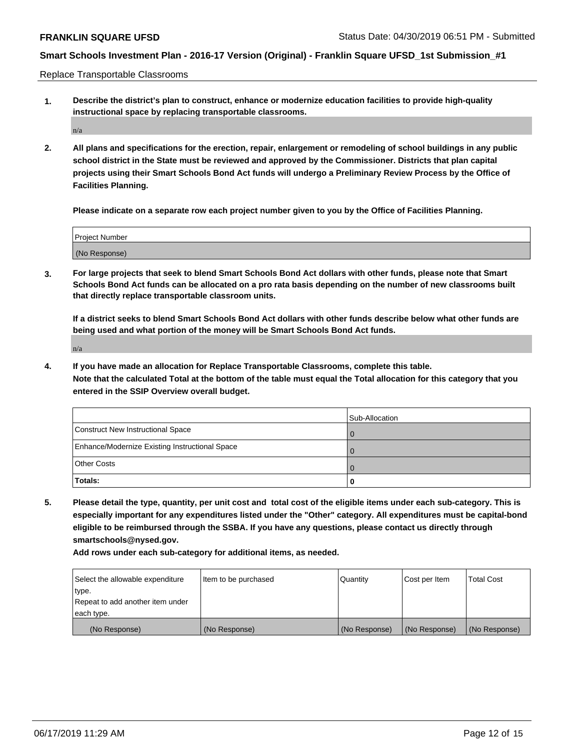Replace Transportable Classrooms

**1. Describe the district's plan to construct, enhance or modernize education facilities to provide high-quality instructional space by replacing transportable classrooms.**

n/a

**2. All plans and specifications for the erection, repair, enlargement or remodeling of school buildings in any public school district in the State must be reviewed and approved by the Commissioner. Districts that plan capital projects using their Smart Schools Bond Act funds will undergo a Preliminary Review Process by the Office of Facilities Planning.**

**Please indicate on a separate row each project number given to you by the Office of Facilities Planning.**

| Project Number |
|---|
| (No Response) |

**3. For large projects that seek to blend Smart Schools Bond Act dollars with other funds, please note that Smart Schools Bond Act funds can be allocated on a pro rata basis depending on the number of new classrooms built that directly replace transportable classroom units.**

**If a district seeks to blend Smart Schools Bond Act dollars with other funds describe below what other funds are being used and what portion of the money will be Smart Schools Bond Act funds.**

n/a

**4. If you have made an allocation for Replace Transportable Classrooms, complete this table. Note that the calculated Total at the bottom of the table must equal the Total allocation for this category that you entered in the SSIP Overview overall budget.**

| | Sub-Allocation |
|---|---|
| Construct New Instructional Space | 0 |
| Enhance/Modernize Existing Instructional Space | 0 |
| Other Costs | 0 |
| **Totals:** | **0** |

**5. Please detail the type, quantity, per unit cost and total cost of the eligible items under each sub-category. This is especially important for any expenditures listed under the "Other" category. All expenditures must be capital-bond eligible to be reimbursed through the SSBA. If you have any questions, please contact us directly through smartschools@nysed.gov.**

**Add rows under each sub-category for additional items, as needed.**

| Select the allowable expenditure type. Repeat to add another item under each type. | Item to be purchased | Quantity | Cost per Item | Total Cost |
|---|---|---|---|---|
| (No Response) | (No Response) | (No Response) | (No Response) | (No Response) |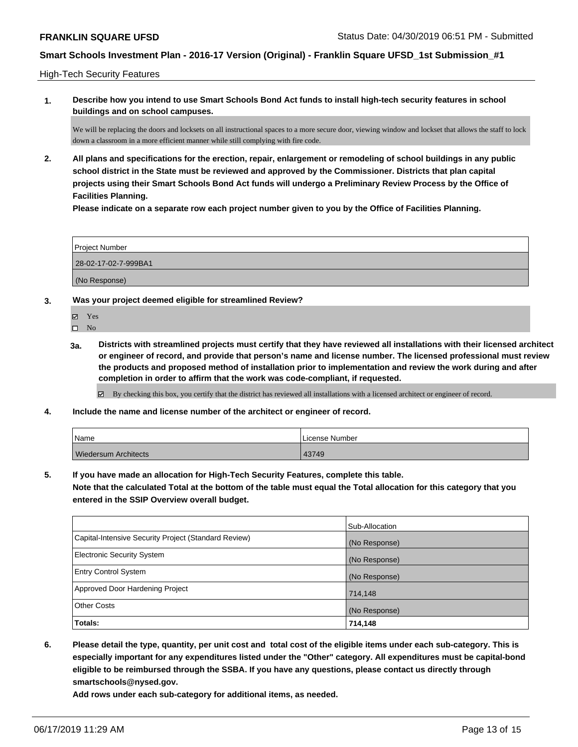High-Tech Security Features

**1. Describe how you intend to use Smart Schools Bond Act funds to install high-tech security features in school buildings and on school campuses.**

We will be replacing the doors and locksets on all instructional spaces to a more secure door, viewing window and lockset that allows the staff to lock down a classroom in a more efficient manner while still complying with fire code.

**2. All plans and specifications for the erection, repair, enlargement or remodeling of school buildings in any public school district in the State must be reviewed and approved by the Commissioner. Districts that plan capital projects using their Smart Schools Bond Act funds will undergo a Preliminary Review Process by the Office of Facilities Planning.**

**Please indicate on a separate row each project number given to you by the Office of Facilities Planning.**

| Project Number |
|---|
| 28-02-17-02-7-999BA1 |
| (No Response) |

**3. Was your project deemed eligible for streamlined Review?**

- ☑ Yes
- ☐ No

**3a. Districts with streamlined projects must certify that they have reviewed all installations with their licensed architect or engineer of record, and provide that person's name and license number. The licensed professional must review the products and proposed method of installation prior to implementation and review the work during and after completion in order to affirm that the work was code-compliant, if requested.**

☑ By checking this box, you certify that the district has reviewed all installations with a licensed architect or engineer of record.

**4. Include the name and license number of the architect or engineer of record.**

| Name | License Number |
|---|---|
| Wiedersum Architects | 43749 |

**5. If you have made an allocation for High-Tech Security Features, complete this table.**
**Note that the calculated Total at the bottom of the table must equal the Total allocation for this category that you entered in the SSIP Overview overall budget.**

| | Sub-Allocation |
|---|---|
| Capital-Intensive Security Project (Standard Review) | (No Response) |
| Electronic Security System | (No Response) |
| Entry Control System | (No Response) |
| Approved Door Hardening Project | 714,148 |
| Other Costs | (No Response) |
| **Totals:** | **714,148** |

**6. Please detail the type, quantity, per unit cost and total cost of the eligible items under each sub-category. This is especially important for any expenditures listed under the "Other" category. All expenditures must be capital-bond eligible to be reimbursed through the SSBA. If you have any questions, please contact us directly through smartschools@nysed.gov.**

**Add rows under each sub-category for additional items, as needed.**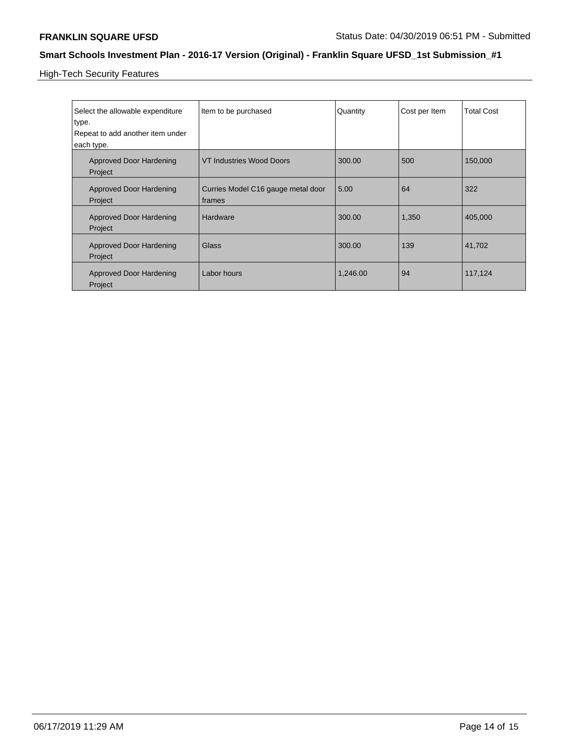High-Tech Security Features

| Select the allowable expenditure type. Repeat to add another item under each type. | Item to be purchased | Quantity | Cost per Item | Total Cost |
|---|---|---|---|---|
| Approved Door Hardening Project | VT Industries Wood Doors | 300.00 | 500 | 150,000 |
| Approved Door Hardening Project | Curries Model C16 gauge metal door frames | 5.00 | 64 | 322 |
| Approved Door Hardening Project | Hardware | 300.00 | 1,350 | 405,000 |
| Approved Door Hardening Project | Glass | 300.00 | 139 | 41,702 |
| Approved Door Hardening Project | Labor hours | 1,246.00 | 94 | 117,124 |